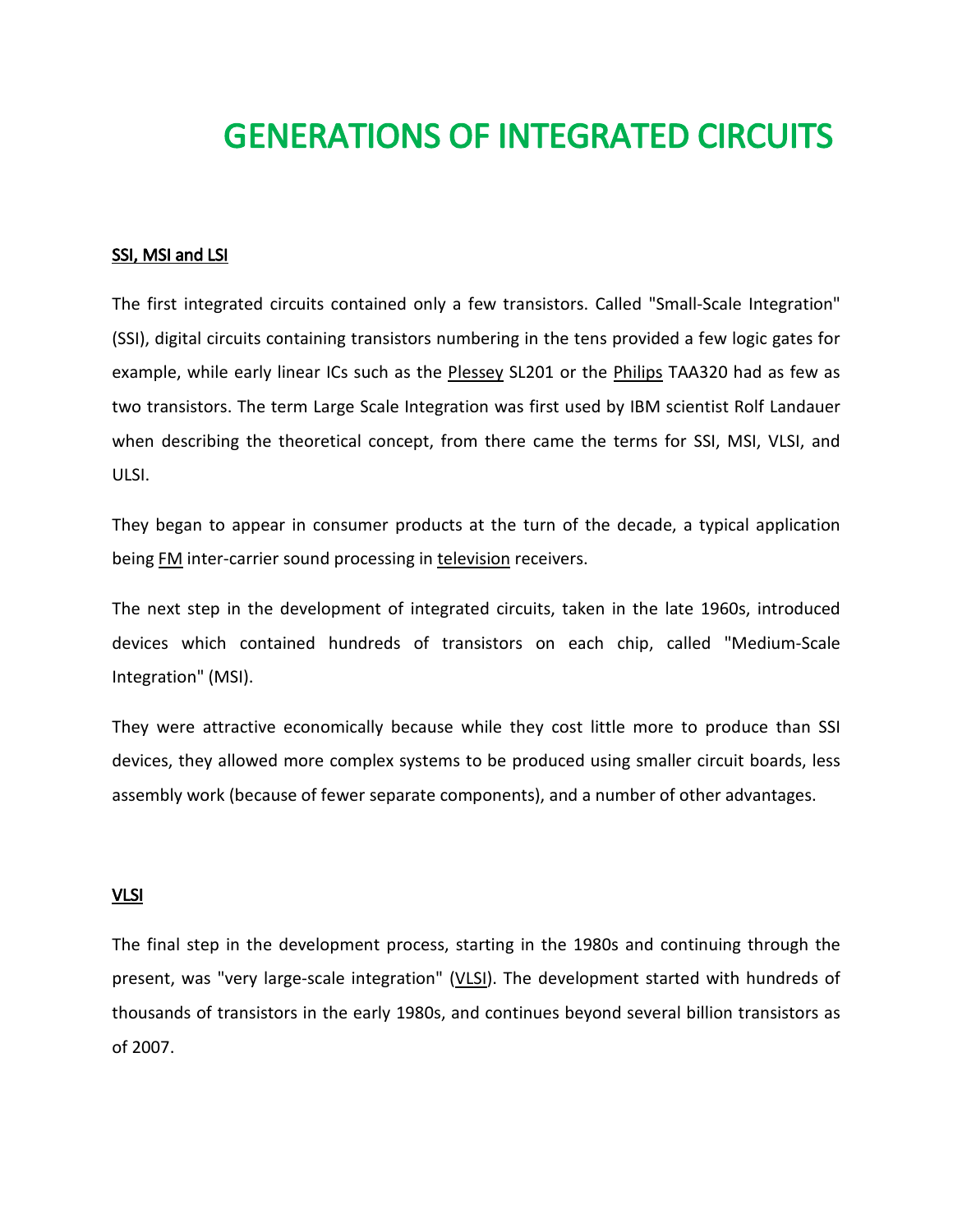# GENERATIONS OF INTEGRATED CIRCUITS

## SSI, MSI and LSI

The first integrated circuits contained only a few transistors. Called "Small-Scale Integration" (SSI), digital circuits containing transistors numbering in the tens provided a few logic gates for example, while early linear ICs such as the Plessey SL201 or the Philips TAA320 had as few as two transistors. The term Large Scale Integration was first used by IBM scientist Rolf Landauer when describing the theoretical concept, from there came the terms for SSI, MSI, VLSI, and ULSI.

They began to appear in consumer products at the turn of the decade, a typical application being FM inter-carrier sound processing in television receivers.

The next step in the development of integrated circuits, taken in the late 1960s, introduced devices which contained hundreds of transistors on each chip, called "Medium-Scale Integration" (MSI).

They were attractive economically because while they cost little more to produce than SSI devices, they allowed more complex systems to be produced using smaller circuit boards, less assembly work (because of fewer separate components), and a number of other advantages.

## VLSI

The final step in the development process, starting in the 1980s and continuing through the present, was "very large-scale integration" (VLSI). The development started with hundreds of thousands of transistors in the early 1980s, and continues beyond several billion transistors as of 2007.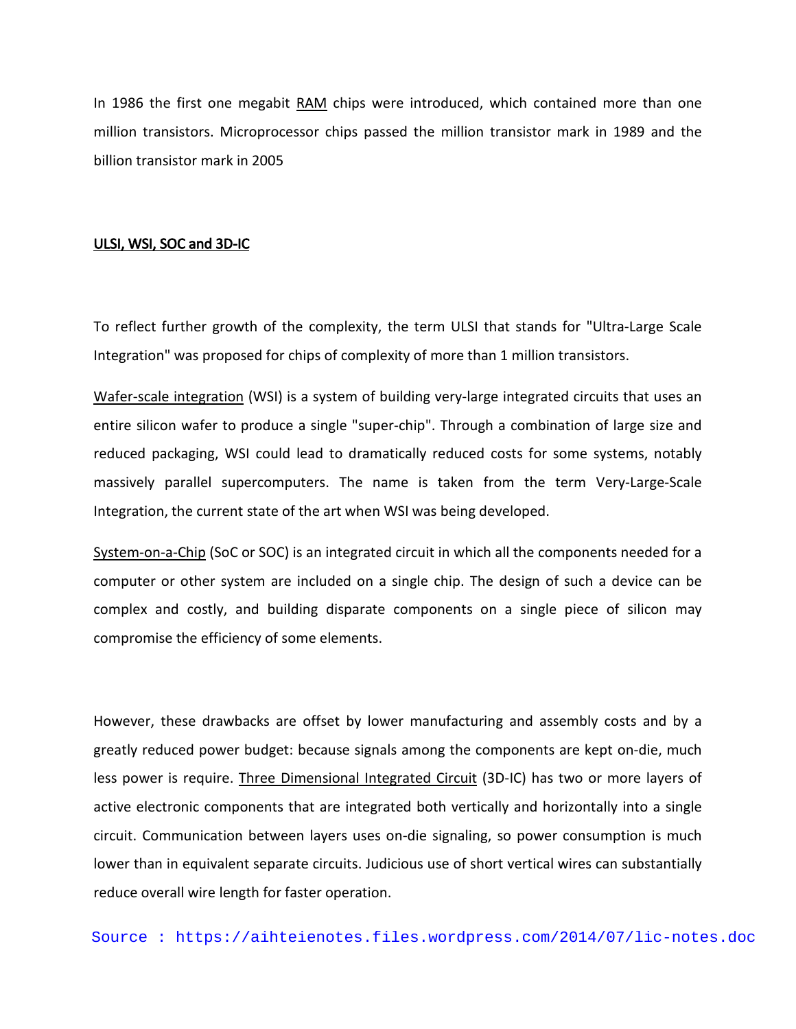In 1986 the first one megabit RAM chips were introduced, which contained more than one million transistors. Microprocessor chips passed the million transistor mark in 1989 and the billion transistor mark in 2005

## ULSI, WSI, SOC and 3D-IC

To reflect further growth of the complexity, the term ULSI that stands for "Ultra-Large Scale Integration" was proposed for chips of complexity of more than 1 million transistors.

Wafer-scale integration (WSI) is a system of building very-large integrated circuits that uses an entire silicon wafer to produce a single "super-chip". Through a combination of large size and reduced packaging, WSI could lead to dramatically reduced costs for some systems, notably massively parallel supercomputers. The name is taken from the term Very-Large-Scale Integration, the current state of the art when WSI was being developed.

System-on-a-Chip (SoC or SOC) is an integrated circuit in which all the components needed for a computer or other system are included on a single chip. The design of such a device can be complex and costly, and building disparate components on a single piece of silicon may compromise the efficiency of some elements.

However, these drawbacks are offset by lower manufacturing and assembly costs and by a greatly reduced power budget: because signals among the components are kept on-die, much less power is require. Three Dimensional Integrated Circuit (3D-IC) has two or more layers of active electronic components that are integrated both vertically and horizontally into a single circuit. Communication between layers uses on-die signaling, so power consumption is much lower than in equivalent separate circuits. Judicious use of short vertical wires can substantially reduce overall wire length for faster operation.

Source : https://aihteienotes.files.wordpress.com/2014/07/lic-notes.doc